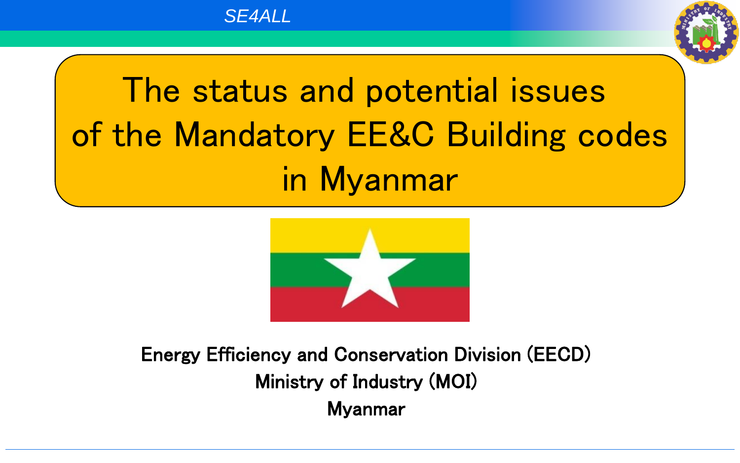SE4ALL

# The status and potential issues of the Mandatory EE&C Building codes in Myanmar

**Energy Efficiency and Conservation Division (EECD)**
**Ministry of Industry (MOI)**
**Myanmar**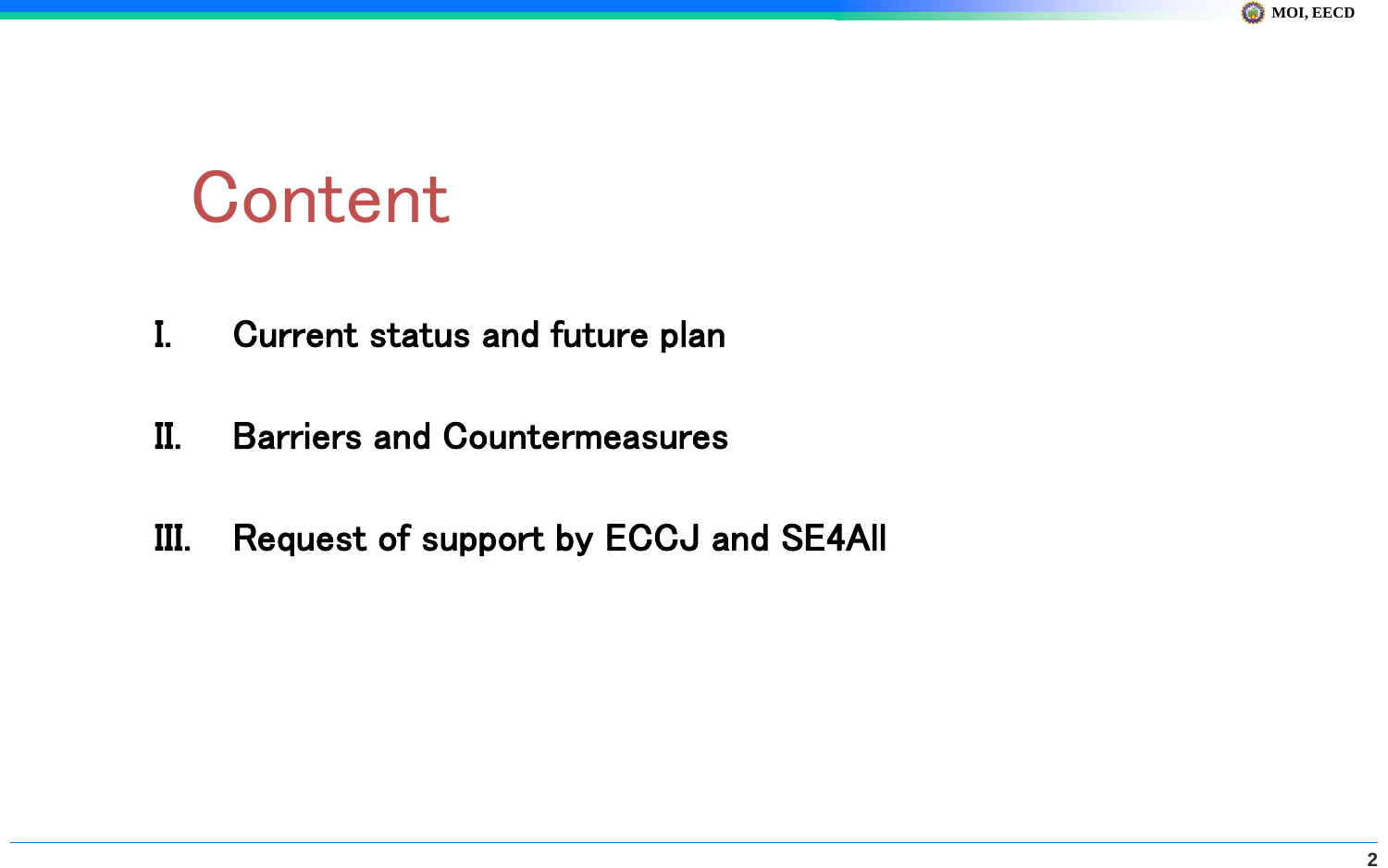# Content

I. Current status and future plan

II. Barriers and Countermeasures

III. Request of support by ECCJ and SE4All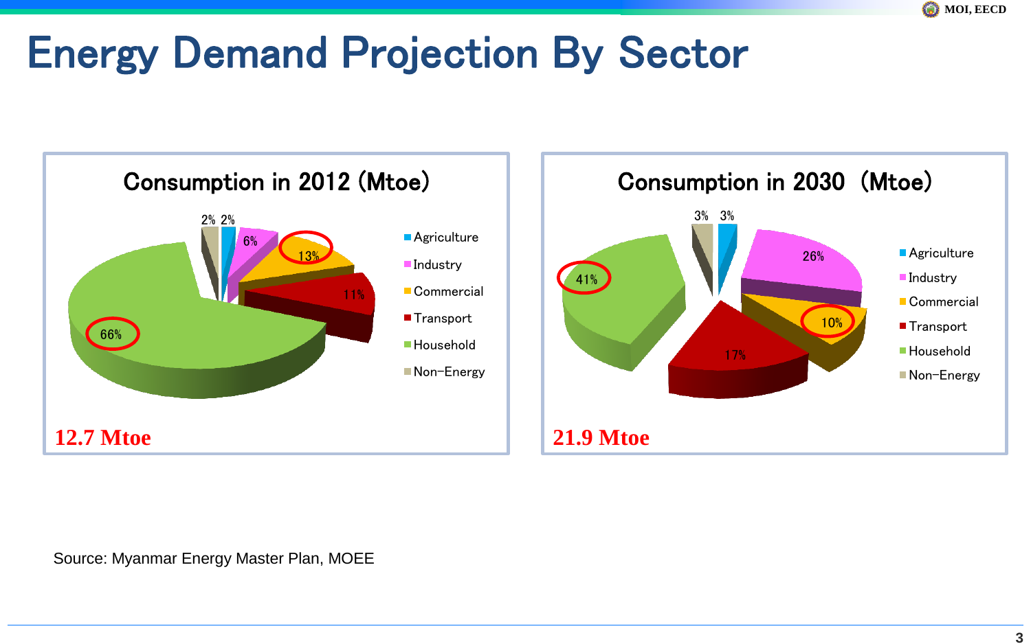# Energy Demand Projection By Sector

## Consumption in 2012 (Mtoe)

| Sector | Share |
| --- | --- |
| Agriculture | 2% |
| Industry | 6% |
| Commercial | 13% |
| Transport | 11% |
| Household | 66% |
| Non-Energy | 2% |

**12.7 Mtoe**

## Consumption in 2030 (Mtoe)

| Sector | Share |
| --- | --- |
| Agriculture | 3% |
| Industry | 26% |
| Commercial | 10% |
| Transport | 17% |
| Household | 41% |
| Non-Energy | 3% |

**21.9 Mtoe**

Source: Myanmar Energy Master Plan, MOEE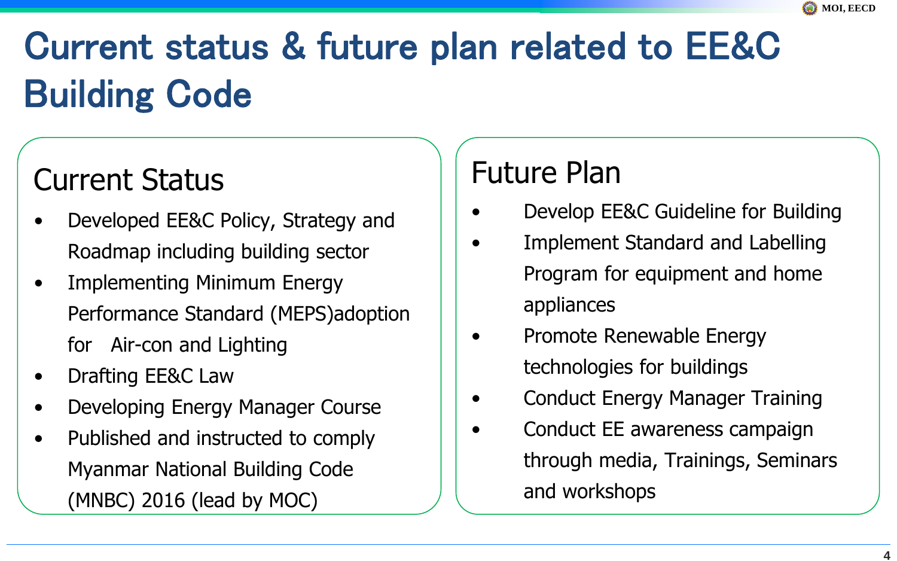# Current status & future plan related to EE&C Building Code

## Current Status

- Developed EE&C Policy, Strategy and Roadmap including building sector
- Implementing Minimum Energy Performance Standard (MEPS)adoption for Air-con and Lighting
- Drafting EE&C Law
- Developing Energy Manager Course
- Published and instructed to comply Myanmar National Building Code (MNBC) 2016 (lead by MOC)

## Future Plan

- Develop EE&C Guideline for Building
- Implement Standard and Labelling Program for equipment and home appliances
- Promote Renewable Energy technologies for buildings
- Conduct Energy Manager Training
- Conduct EE awareness campaign through media, Trainings, Seminars and workshops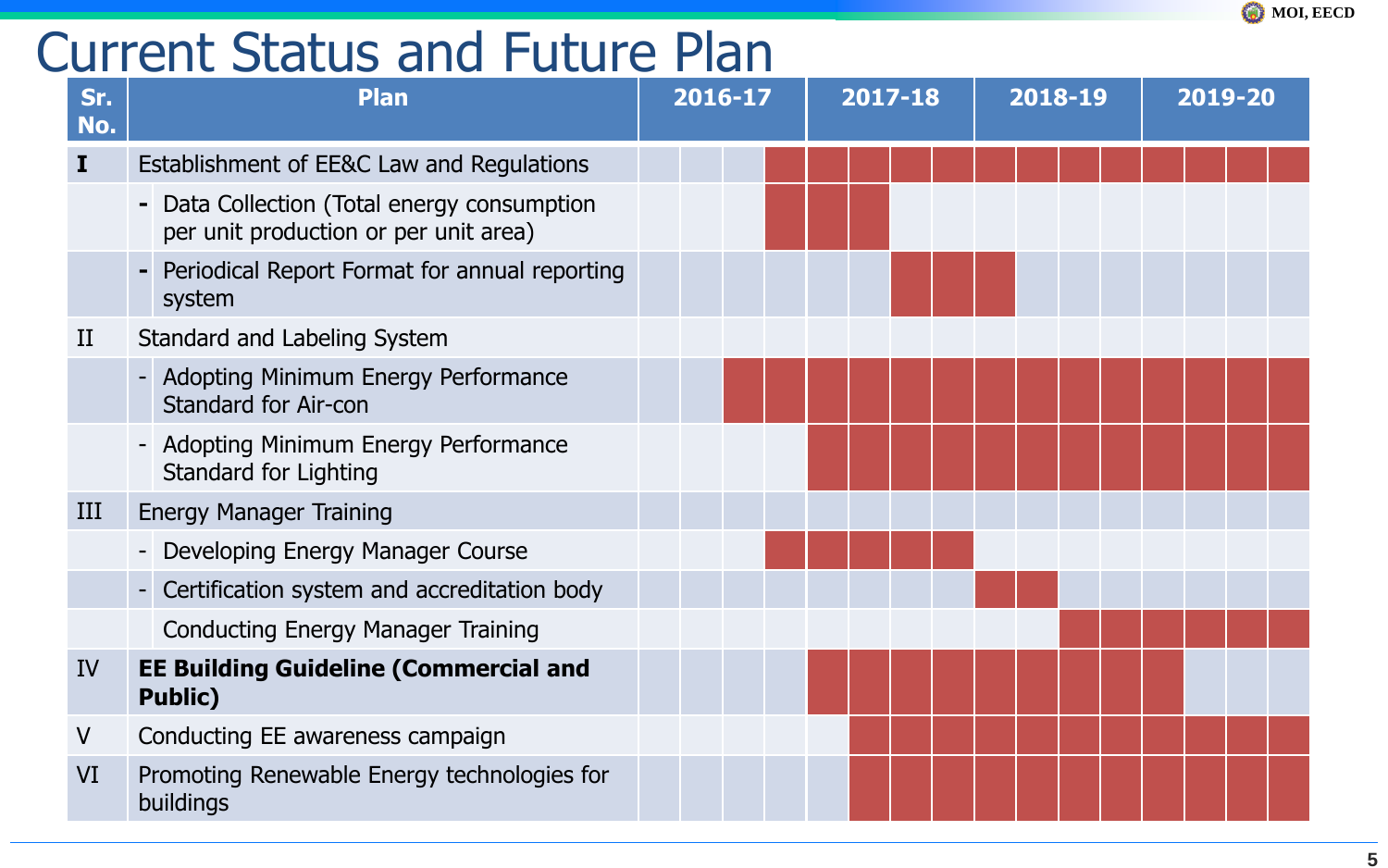# Current Status and Future Plan

| Sr. No. | Plan | 2016-17 | | | | 2017-18 | | | | 2018-19 | | | | 2019-20 | | | |
|---|---|---|---|---|---|---|---|---|---|---|---|---|---|---|---|---|---|
| **I** | Establishment of EE&C Law and Regulations | | | | ■ | ■ | ■ | ■ | ■ | ■ | ■ | ■ | ■ | ■ | ■ | ■ | ■ |
| | **-** Data Collection (Total energy consumption per unit production or per unit area) | | | | ■ | ■ | ■ | | | | | | | | | | |
| | **-** Periodical Report Format for annual reporting system | | | | | | | ■ | ■ | ■ | | | | | | | |
| II | Standard and Labeling System | | | | | | | | | | | | | | | | |
| | - Adopting Minimum Energy Performance Standard for Air-con | | | ■ | ■ | ■ | ■ | ■ | ■ | ■ | ■ | ■ | ■ | ■ | ■ | ■ | ■ |
| | - Adopting Minimum Energy Performance Standard for Lighting | | | | | ■ | ■ | ■ | ■ | ■ | ■ | ■ | ■ | ■ | ■ | ■ | ■ |
| III | Energy Manager Training | | | | | | | | | | | | | | | | |
| | - Developing Energy Manager Course | | | | ■ | ■ | ■ | ■ | ■ | | | | | | | | |
| | - Certification system and accreditation body | | | | | | | | | ■ | ■ | | | | | | |
| | Conducting Energy Manager Training | | | | | | | | | | | ■ | ■ | ■ | ■ | ■ | ■ |
| IV | **EE Building Guideline (Commercial and Public)** | | | | | ■ | ■ | ■ | ■ | ■ | ■ | ■ | ■ | ■ | | | |
| V | Conducting EE awareness campaign | | | | | | ■ | ■ | ■ | ■ | ■ | ■ | ■ | ■ | ■ | ■ | ■ |
| VI | Promoting Renewable Energy technologies for buildings | | | | | | ■ | ■ | ■ | ■ | ■ | ■ | ■ | ■ | ■ | ■ | ■ |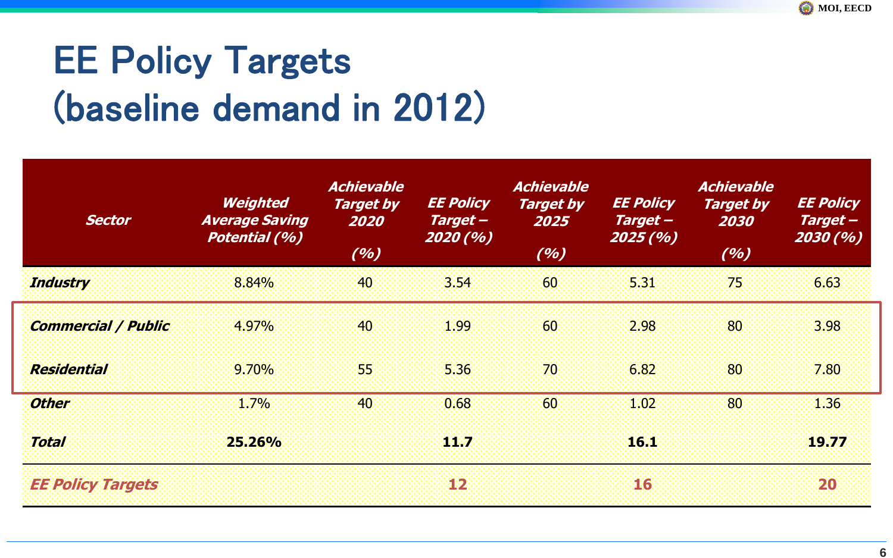# EE Policy Targets (baseline demand in 2012)

| Sector | Weighted Average Saving Potential (%) | Achievable Target by 2020 (%) | EE Policy Target – 2020 (%) | Achievable Target by 2025 (%) | EE Policy Target – 2025 (%) | Achievable Target by 2030 (%) | EE Policy Target – 2030 (%) |
|---|---|---|---|---|---|---|---|
| ***Industry*** | 8.84% | 40 | 3.54 | 60 | 5.31 | 75 | 6.63 |
| ***Commercial / Public*** | 4.97% | 40 | 1.99 | 60 | 2.98 | 80 | 3.98 |
| ***Residential*** | 9.70% | 55 | 5.36 | 70 | 6.82 | 80 | 7.80 |
| ***Other*** | 1.7% | 40 | 0.68 | 60 | 1.02 | 80 | 1.36 |
| ***Total*** | **25.26%** | | **11.7** | | **16.1** | | **19.77** |
| ***EE Policy Targets*** | | | **12** | | **16** | | **20** |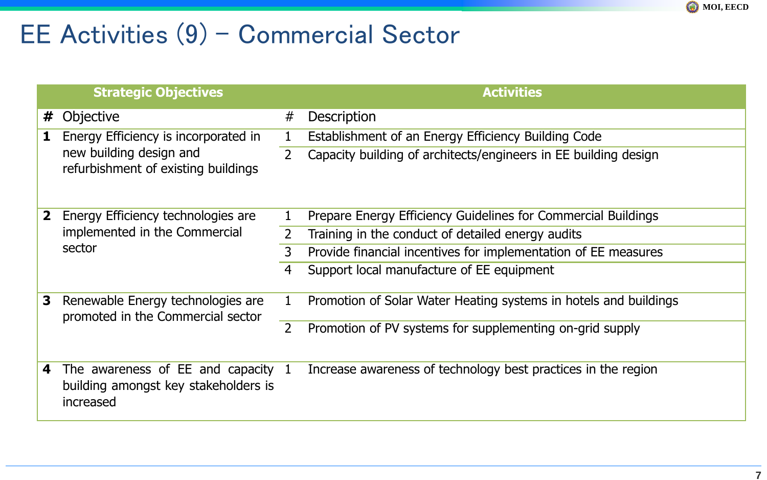# EE Activities (9) – Commercial Sector

| Strategic Objectives | | Activities | |
|---|---|---|---|
| **#** | Objective | # | Description |
| **1** | Energy Efficiency is incorporated in new building design and refurbishment of existing buildings | 1 | Establishment of an Energy Efficiency Building Code |
| | | 2 | Capacity building of architects/engineers in EE building design |
| **2** | Energy Efficiency technologies are implemented in the Commercial sector | 1 | Prepare Energy Efficiency Guidelines for Commercial Buildings |
| | | 2 | Training in the conduct of detailed energy audits |
| | | 3 | Provide financial incentives for implementation of EE measures |
| | | 4 | Support local manufacture of EE equipment |
| **3** | Renewable Energy technologies are promoted in the Commercial sector | 1 | Promotion of Solar Water Heating systems in hotels and buildings |
| | | 2 | Promotion of PV systems for supplementing on-grid supply |
| **4** | The awareness of EE and capacity building amongst key stakeholders is increased | 1 | Increase awareness of technology best practices in the region |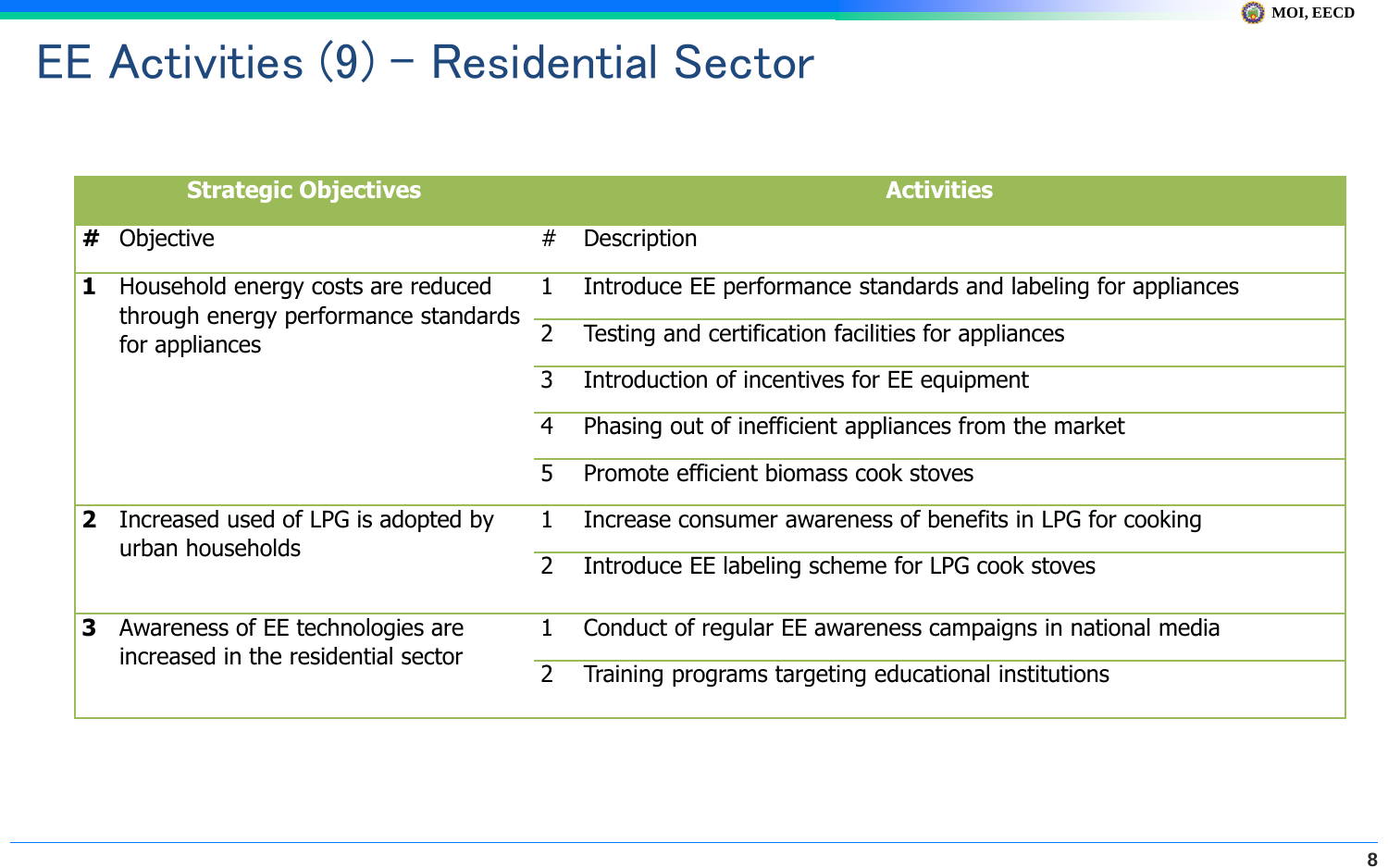# EE Activities (9) – Residential Sector

| Strategic Objectives | | Activities | |
|---|---|---|---|
| **#** | Objective | # | Description |
| **1** | Household energy costs are reduced through energy performance standards for appliances | 1 | Introduce EE performance standards and labeling for appliances |
| | | 2 | Testing and certification facilities for appliances |
| | | 3 | Introduction of incentives for EE equipment |
| | | 4 | Phasing out of inefficient appliances from the market |
| | | 5 | Promote efficient biomass cook stoves |
| **2** | Increased used of LPG is adopted by urban households | 1 | Increase consumer awareness of benefits in LPG for cooking |
| | | 2 | Introduce EE labeling scheme for LPG cook stoves |
| **3** | Awareness of EE technologies are increased in the residential sector | 1 | Conduct of regular EE awareness campaigns in national media |
| | | 2 | Training programs targeting educational institutions |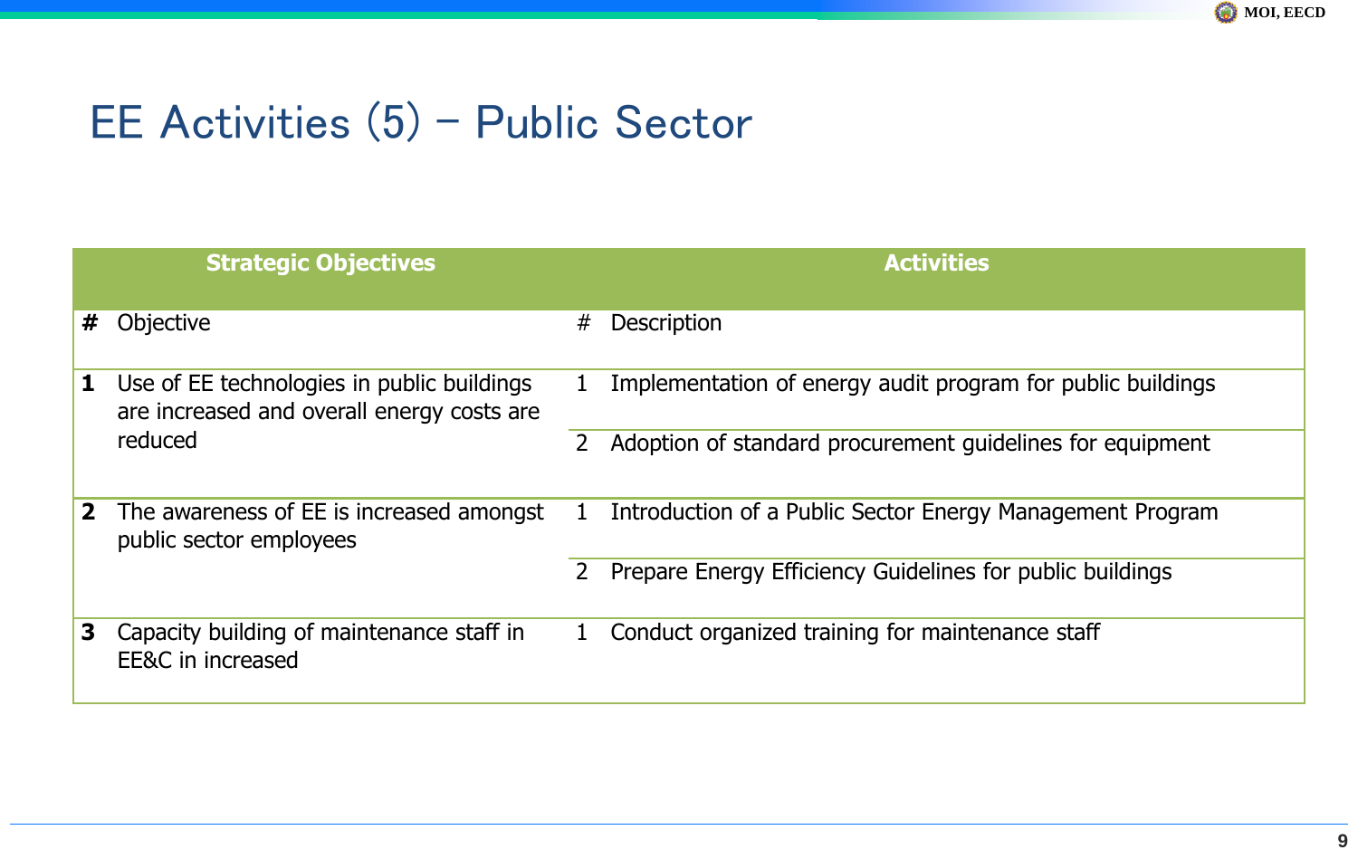# EE Activities (5) – Public Sector

| Strategic Objectives | | Activities | |
|---|---|---|---|
| **#** | Objective | # | Description |
| **1** | Use of EE technologies in public buildings are increased and overall energy costs are reduced | 1 | Implementation of energy audit program for public buildings |
| | | 2 | Adoption of standard procurement guidelines for equipment |
| **2** | The awareness of EE is increased amongst public sector employees | 1 | Introduction of a Public Sector Energy Management Program |
| | | 2 | Prepare Energy Efficiency Guidelines for public buildings |
| **3** | Capacity building of maintenance staff in EE&C in increased | 1 | Conduct organized training for maintenance staff |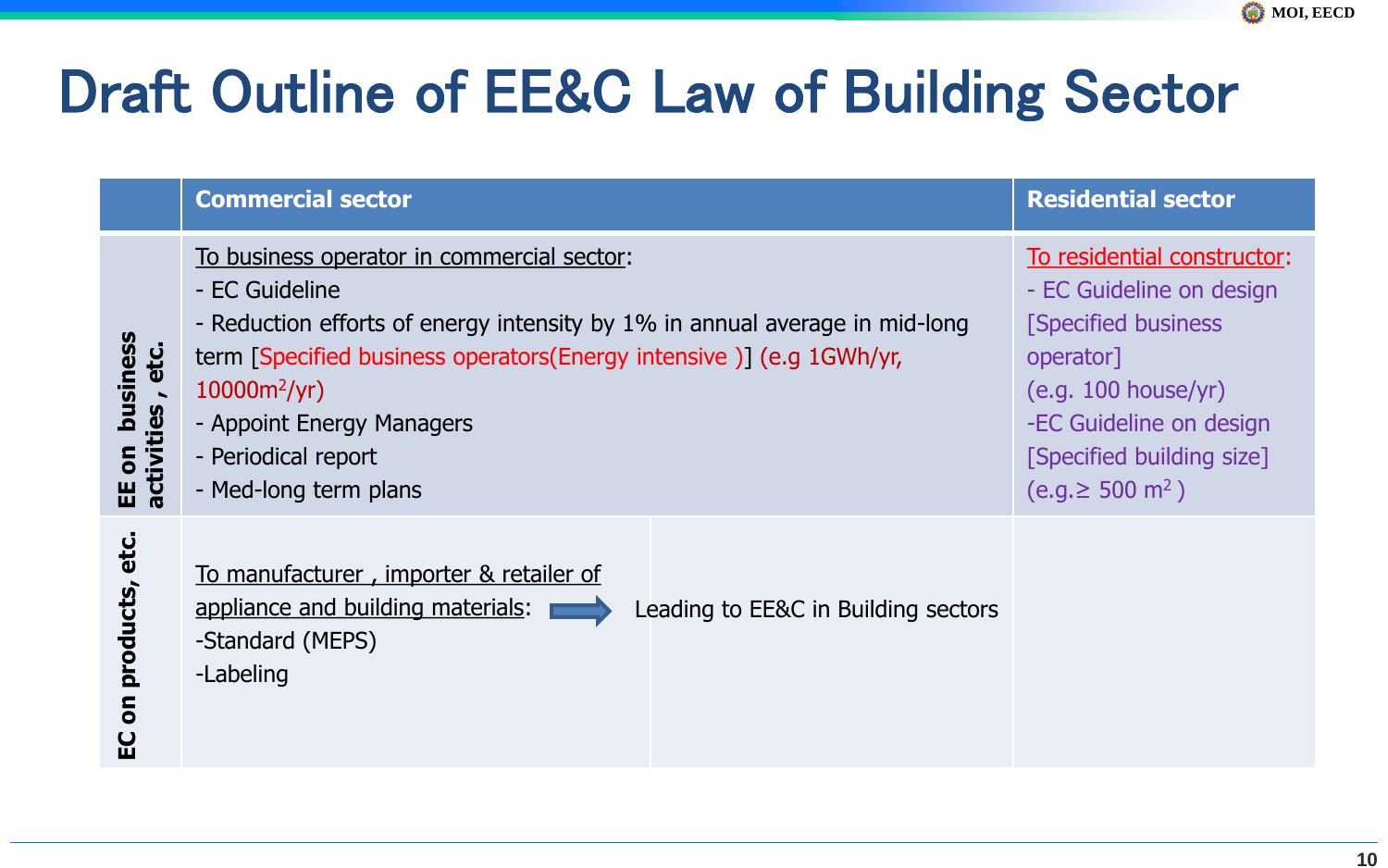# Draft Outline of EE&C Law of Building Sector

| | Commercial sector | Residential sector |
|---|---|---|
| EE on business activities , etc. | To business operator in commercial sector:<br>- EC Guideline<br>- Reduction efforts of energy intensity by 1% in annual average in mid-long term [Specified business operators(Energy intensive )] (e.g 1GWh/yr, 10000$m^2$/yr)<br>- Appoint Energy Managers<br>- Periodical report<br>- Med-long term plans | To residential constructor:<br>- EC Guideline on design [Specified business operator] (e.g. 100 house/yr)<br>-EC Guideline on design [Specified building size] (e.g.≥ 500 $m^2$ ) |
| EC on products, etc. | To manufacturer , importer & retailer of appliance and building materials:<br>-Standard (MEPS)<br>-Labeling<br>→ Leading to EE&C in Building sectors | |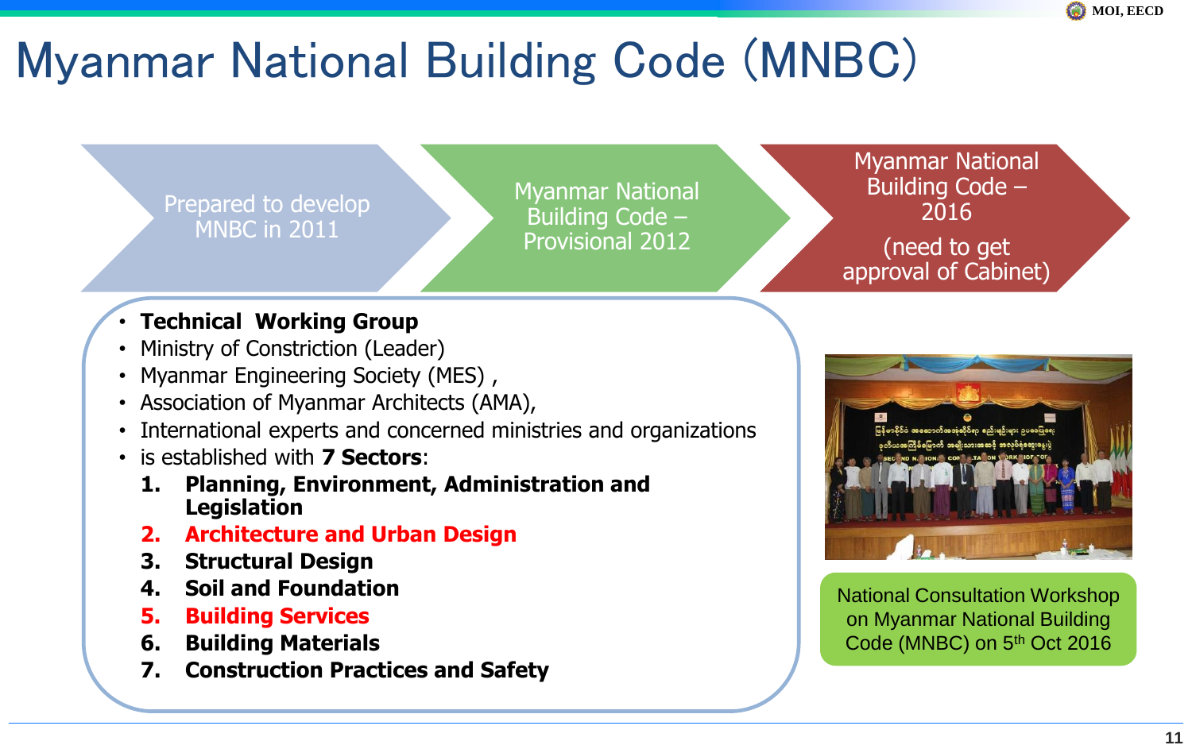# Myanmar National Building Code (MNBC)

Prepared to develop MNBC in 2011

Myanmar National Building Code – Provisional 2012

Myanmar National Building Code – 2016

(need to get approval of Cabinet)

- **Technical Working Group**
- Ministry of Constriction (Leader)
- Myanmar Engineering Society (MES) ,
- Association of Myanmar Architects (AMA),
- International experts and concerned ministries and organizations
- is established with **7 Sectors**:
  1. **Planning, Environment, Administration and Legislation**
  2. **Architecture and Urban Design**
  3. **Structural Design**
  4. **Soil and Foundation**
  5. **Building Services**
  6. **Building Materials**
  7. **Construction Practices and Safety**

National Consultation Workshop on Myanmar National Building Code (MNBC) on 5th Oct 2016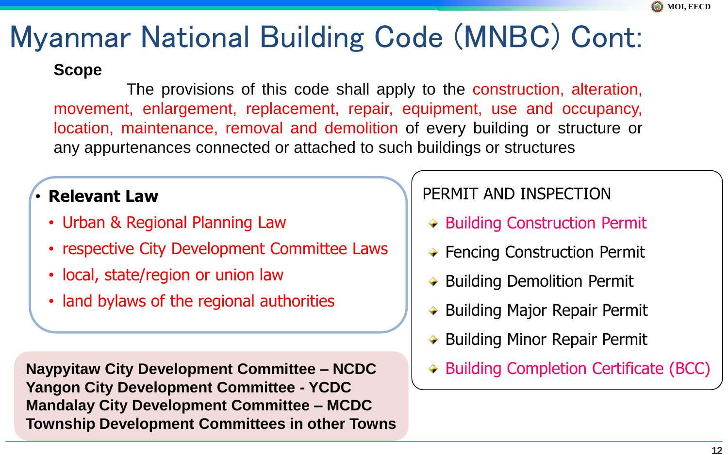# Myanmar National Building Code (MNBC) Cont:

**Scope**

The provisions of this code shall apply to the construction, alteration, movement, enlargement, replacement, repair, equipment, use and occupancy, location, maintenance, removal and demolition of every building or structure or any appurtenances connected or attached to such buildings or structures

- **Relevant Law**
  - Urban & Regional Planning Law
  - respective City Development Committee Laws
  - local, state/region or union law
  - land bylaws of the regional authorities

**Naypyitaw City Development Committee – NCDC**
**Yangon City Development Committee - YCDC**
**Mandalay City Development Committee – MCDC**
**Township Development Committees in other Towns**

PERMIT AND INSPECTION

- Building Construction Permit
- Fencing Construction Permit
- Building Demolition Permit
- Building Major Repair Permit
- Building Minor Repair Permit
- Building Completion Certificate (BCC)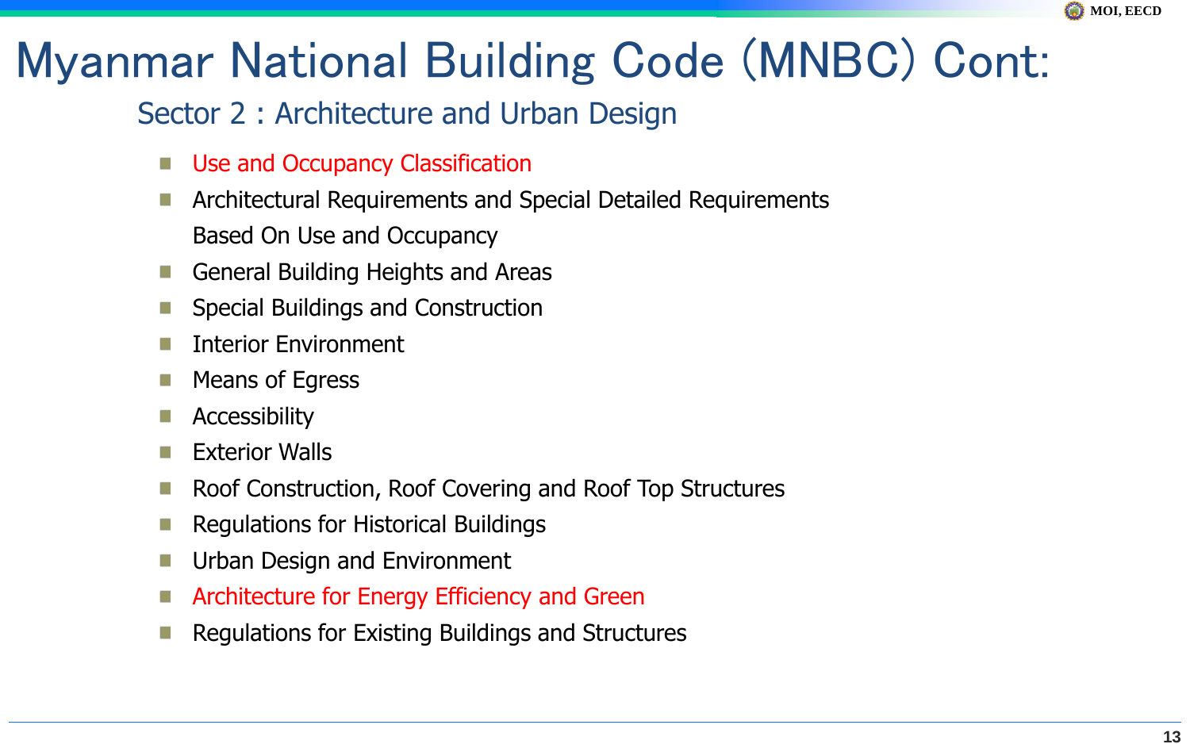# Myanmar National Building Code (MNBC) Cont:

## Sector 2 : Architecture and Urban Design

- Use and Occupancy Classification
- Architectural Requirements and Special Detailed Requirements Based On Use and Occupancy
- General Building Heights and Areas
- Special Buildings and Construction
- Interior Environment
- Means of Egress
- Accessibility
- Exterior Walls
- Roof Construction, Roof Covering and Roof Top Structures
- Regulations for Historical Buildings
- Urban Design and Environment
- Architecture for Energy Efficiency and Green
- Regulations for Existing Buildings and Structures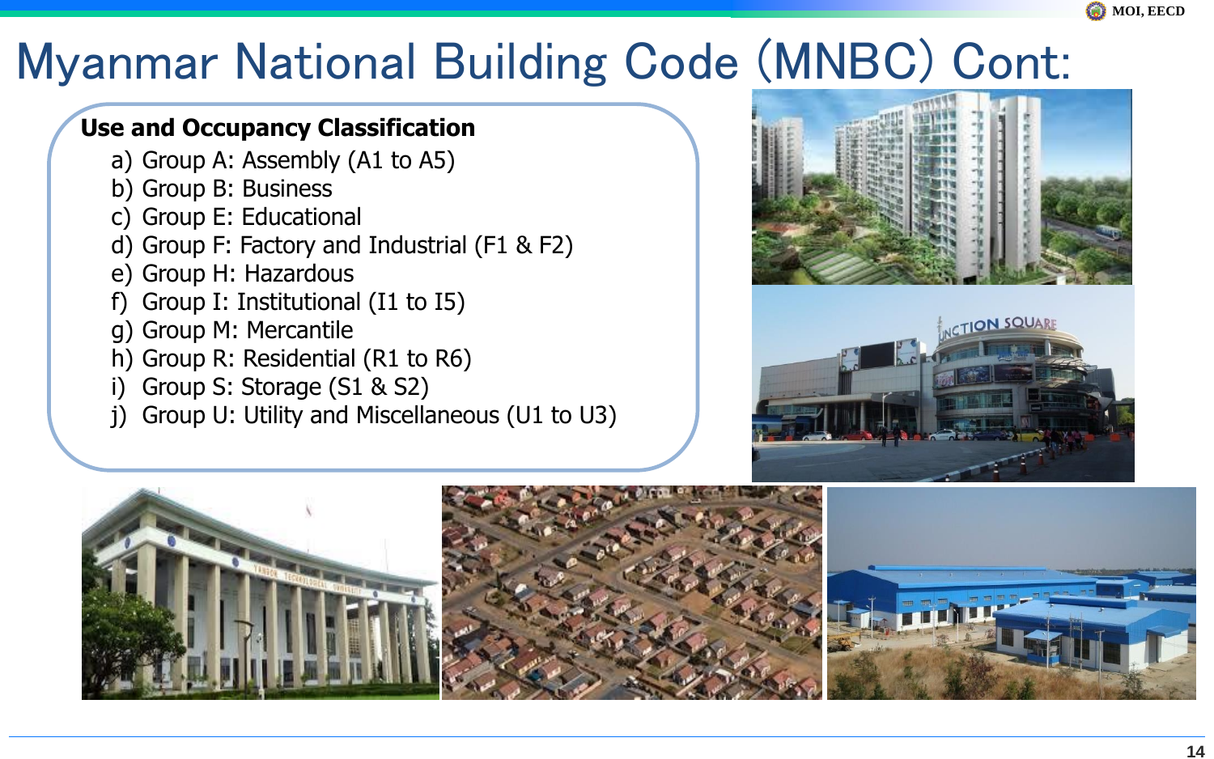# Myanmar National Building Code (MNBC) Cont:

**Use and Occupancy Classification**

a) Group A: Assembly (A1 to A5)
b) Group B: Business
c) Group E: Educational
d) Group F: Factory and Industrial (F1 & F2)
e) Group H: Hazardous
f) Group I: Institutional (I1 to I5)
g) Group M: Mercantile
h) Group R: Residential (R1 to R6)
i) Group S: Storage (S1 & S2)
j) Group U: Utility and Miscellaneous (U1 to U3)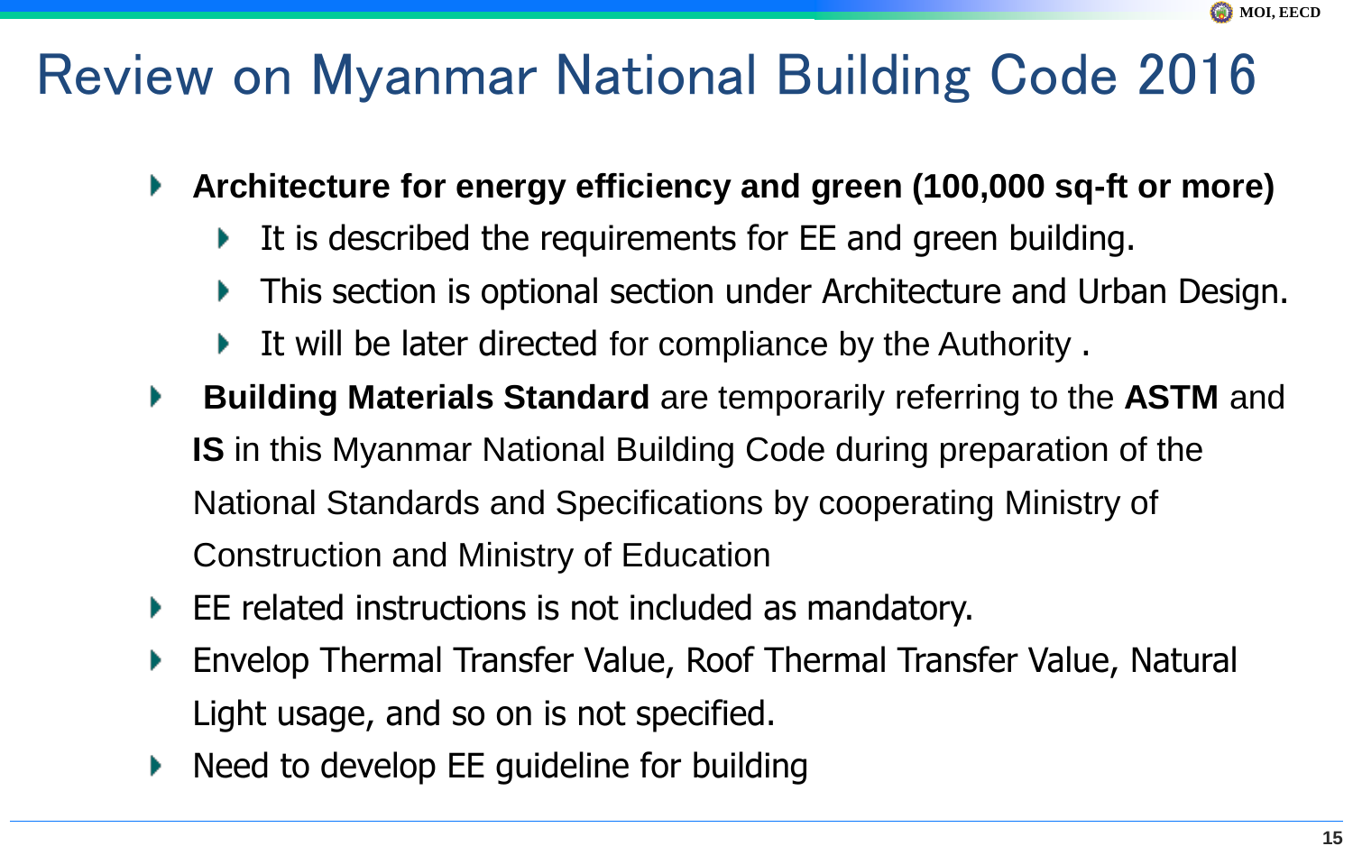# Review on Myanmar National Building Code 2016

- **Architecture for energy efficiency and green (100,000 sq-ft or more)**
  - It is described the requirements for EE and green building.
  - This section is optional section under Architecture and Urban Design.
  - It will be later directed for compliance by the Authority .
- **Building Materials Standard** are temporarily referring to the **ASTM** and **IS** in this Myanmar National Building Code during preparation of the National Standards and Specifications by cooperating Ministry of Construction and Ministry of Education
- EE related instructions is not included as mandatory.
- Envelop Thermal Transfer Value, Roof Thermal Transfer Value, Natural Light usage, and so on is not specified.
- Need to develop EE guideline for building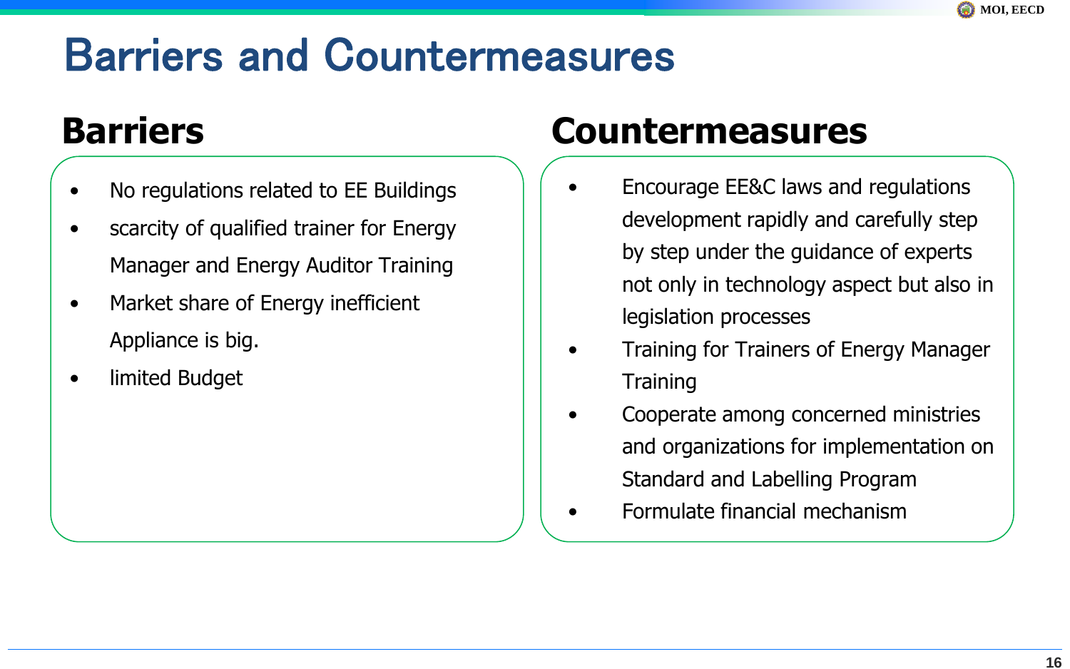# Barriers and Countermeasures

## Barriers

- No regulations related to EE Buildings
- scarcity of qualified trainer for Energy Manager and Energy Auditor Training
- Market share of Energy inefficient Appliance is big.
- limited Budget

## Countermeasures

- Encourage EE&C laws and regulations development rapidly and carefully step by step under the guidance of experts not only in technology aspect but also in legislation processes
- Training for Trainers of Energy Manager Training
- Cooperate among concerned ministries and organizations for implementation on Standard and Labelling Program
- Formulate financial mechanism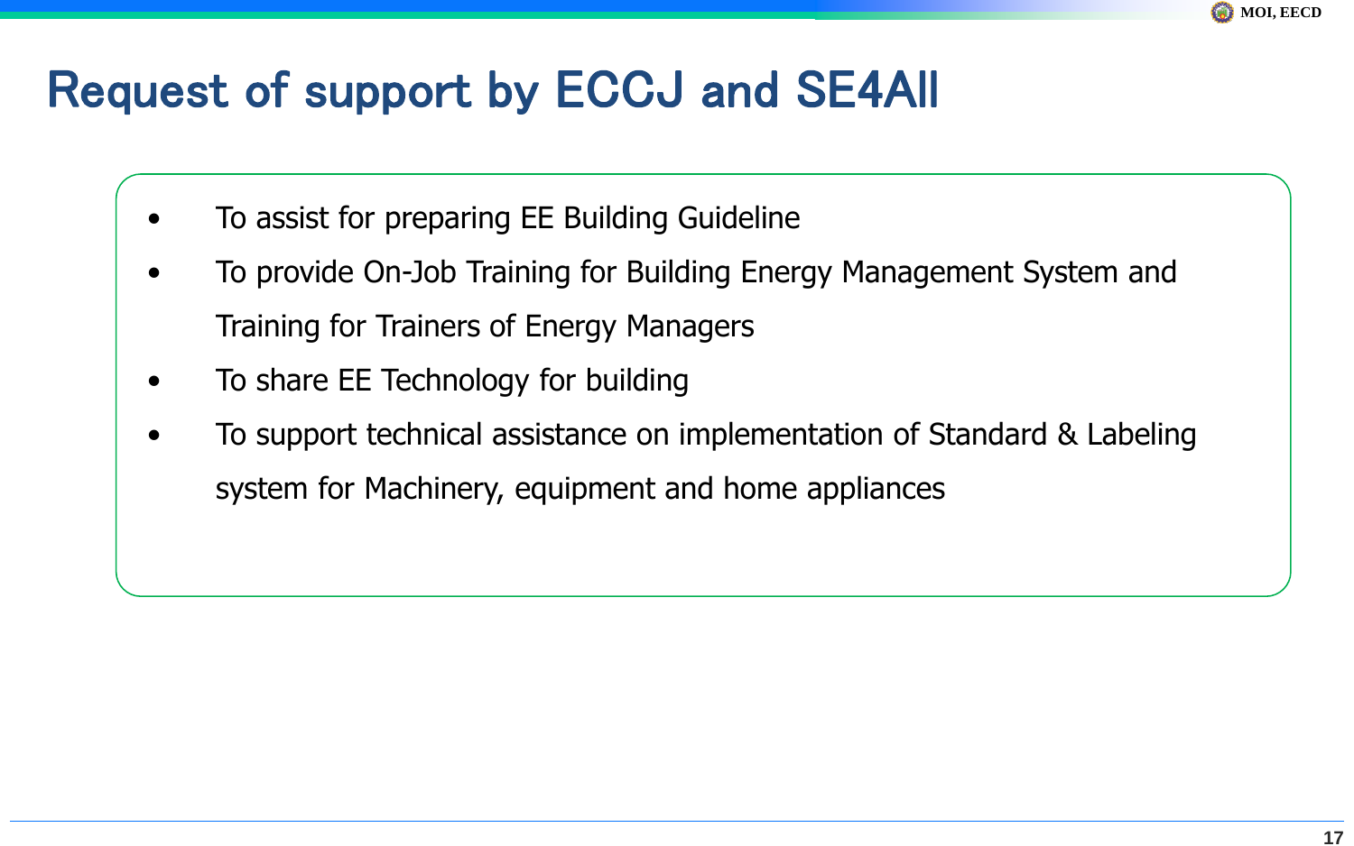# Request of support by ECCJ and SE4All

- To assist for preparing EE Building Guideline
- To provide On-Job Training for Building Energy Management System and Training for Trainers of Energy Managers
- To share EE Technology for building
- To support technical assistance on implementation of Standard & Labeling system for Machinery, equipment and home appliances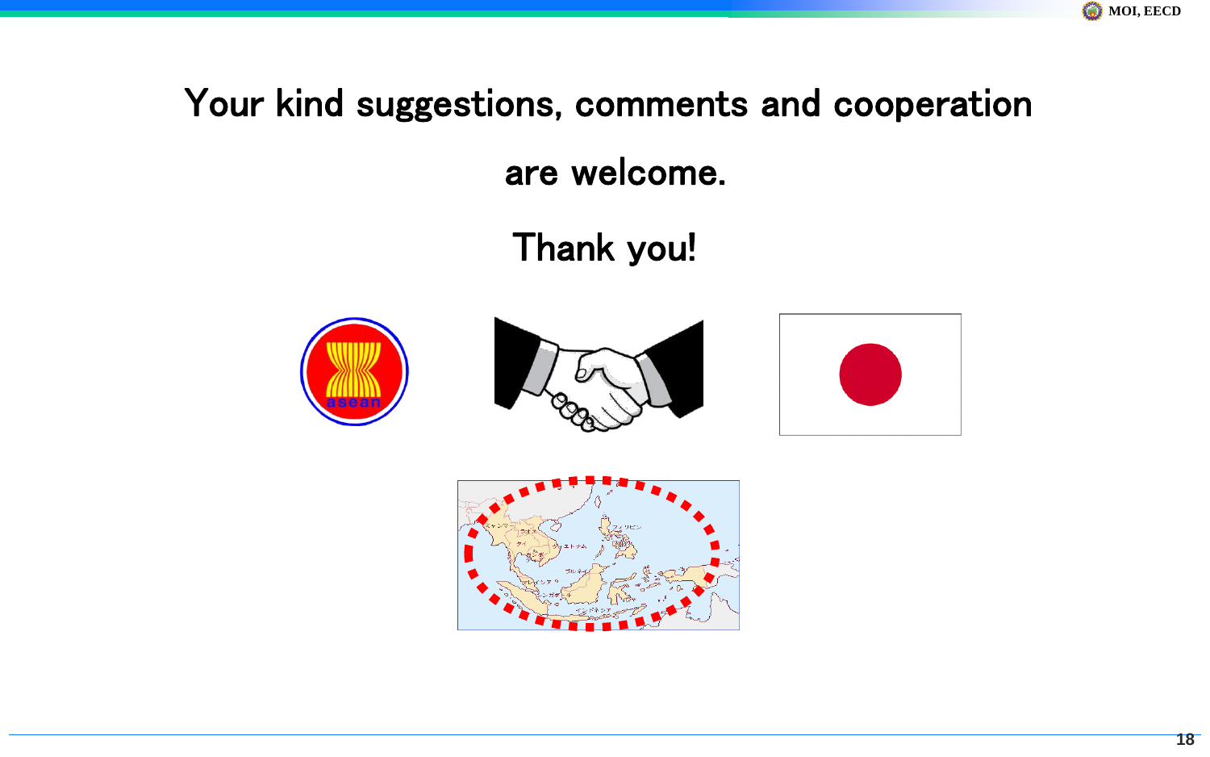Your kind suggestions, comments and cooperation

are welcome.

Thank you!